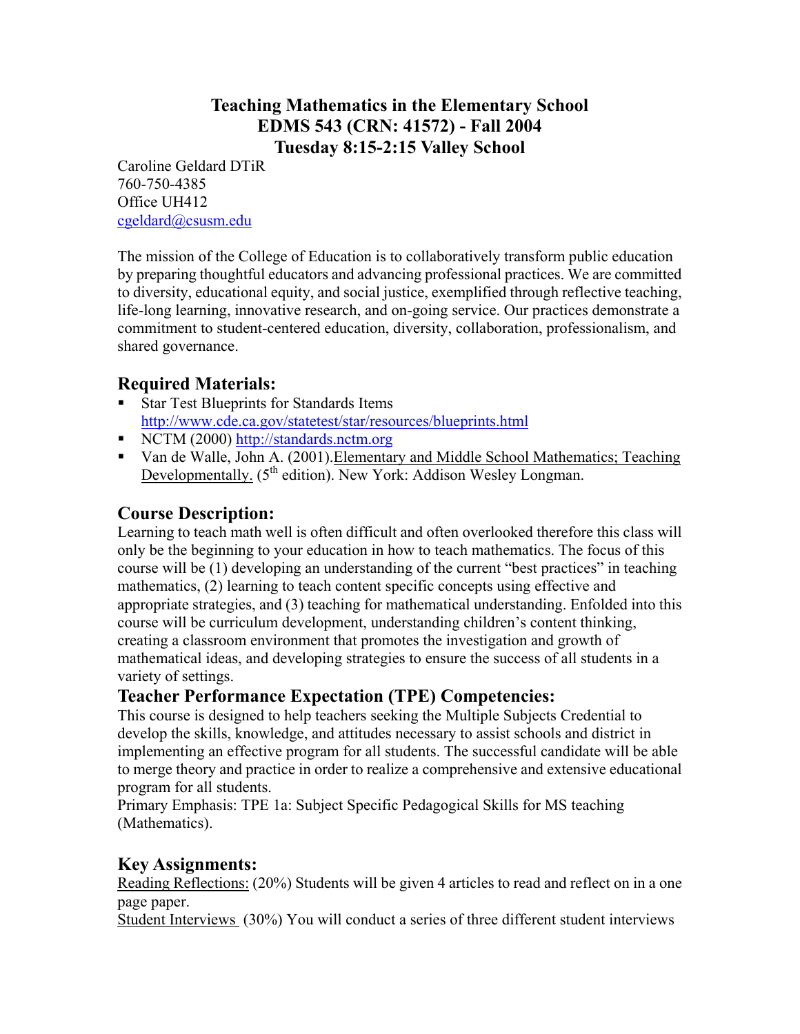# Teaching Mathematics in the Elementary School
# EDMS 543 (CRN: 41572) - Fall 2004
# Tuesday 8:15-2:15 Valley School

Caroline Geldard DTiR
760-750-4385
Office UH412
cgeldard@csusm.edu

The mission of the College of Education is to collaboratively transform public education by preparing thoughtful educators and advancing professional practices. We are committed to diversity, educational equity, and social justice, exemplified through reflective teaching, life-long learning, innovative research, and on-going service. Our practices demonstrate a commitment to student-centered education, diversity, collaboration, professionalism, and shared governance.

## Required Materials:

- Star Test Blueprints for Standards Items http://www.cde.ca.gov/statetest/star/resources/blueprints.html
- NCTM (2000) http://standards.nctm.org
- Van de Walle, John A. (2001). Elementary and Middle School Mathematics; Teaching Developmentally. (5th edition). New York: Addison Wesley Longman.

## Course Description:

Learning to teach math well is often difficult and often overlooked therefore this class will only be the beginning to your education in how to teach mathematics. The focus of this course will be (1) developing an understanding of the current "best practices" in teaching mathematics, (2) learning to teach content specific concepts using effective and appropriate strategies, and (3) teaching for mathematical understanding. Enfolded into this course will be curriculum development, understanding children's content thinking, creating a classroom environment that promotes the investigation and growth of mathematical ideas, and developing strategies to ensure the success of all students in a variety of settings.

## Teacher Performance Expectation (TPE) Competencies:

This course is designed to help teachers seeking the Multiple Subjects Credential to develop the skills, knowledge, and attitudes necessary to assist schools and district in implementing an effective program for all students. The successful candidate will be able to merge theory and practice in order to realize a comprehensive and extensive educational program for all students.
Primary Emphasis: TPE 1a: Subject Specific Pedagogical Skills for MS teaching (Mathematics).

## Key Assignments:

Reading Reflections: (20%) Students will be given 4 articles to read and reflect on in a one page paper.
Student Interviews (30%) You will conduct a series of three different student interviews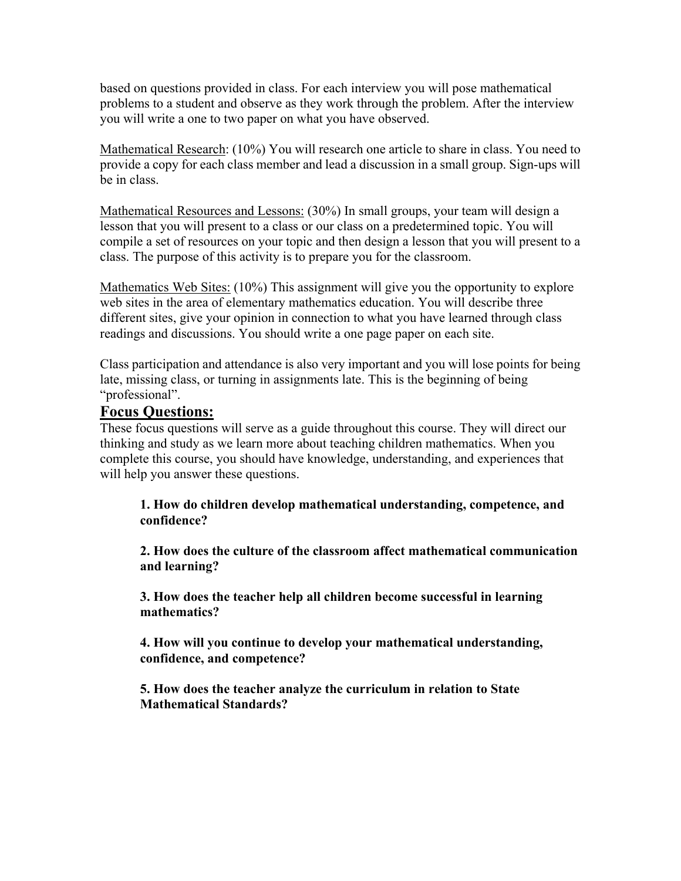based on questions provided in class. For each interview you will pose mathematical problems to a student and observe as they work through the problem. After the interview you will write a one to two paper on what you have observed.

<u>Mathematical Research</u>: (10%) You will research one article to share in class. You need to provide a copy for each class member and lead a discussion in a small group. Sign-ups will be in class.

<u>Mathematical Resources and Lessons:</u> (30%) In small groups, your team will design a lesson that you will present to a class or our class on a predetermined topic. You will compile a set of resources on your topic and then design a lesson that you will present to a class. The purpose of this activity is to prepare you for the classroom.

<u>Mathematics Web Sites:</u> (10%) This assignment will give you the opportunity to explore web sites in the area of elementary mathematics education. You will describe three different sites, give your opinion in connection to what you have learned through class readings and discussions. You should write a one page paper on each site.

Class participation and attendance is also very important and you will lose points for being late, missing class, or turning in assignments late. This is the beginning of being "professional".

## Focus Questions:

These focus questions will serve as a guide throughout this course. They will direct our thinking and study as we learn more about teaching children mathematics. When you complete this course, you should have knowledge, understanding, and experiences that will help you answer these questions.

**1. How do children develop mathematical understanding, competence, and confidence?**

**2. How does the culture of the classroom affect mathematical communication and learning?**

**3. How does the teacher help all children become successful in learning mathematics?**

**4. How will you continue to develop your mathematical understanding, confidence, and competence?**

**5. How does the teacher analyze the curriculum in relation to State Mathematical Standards?**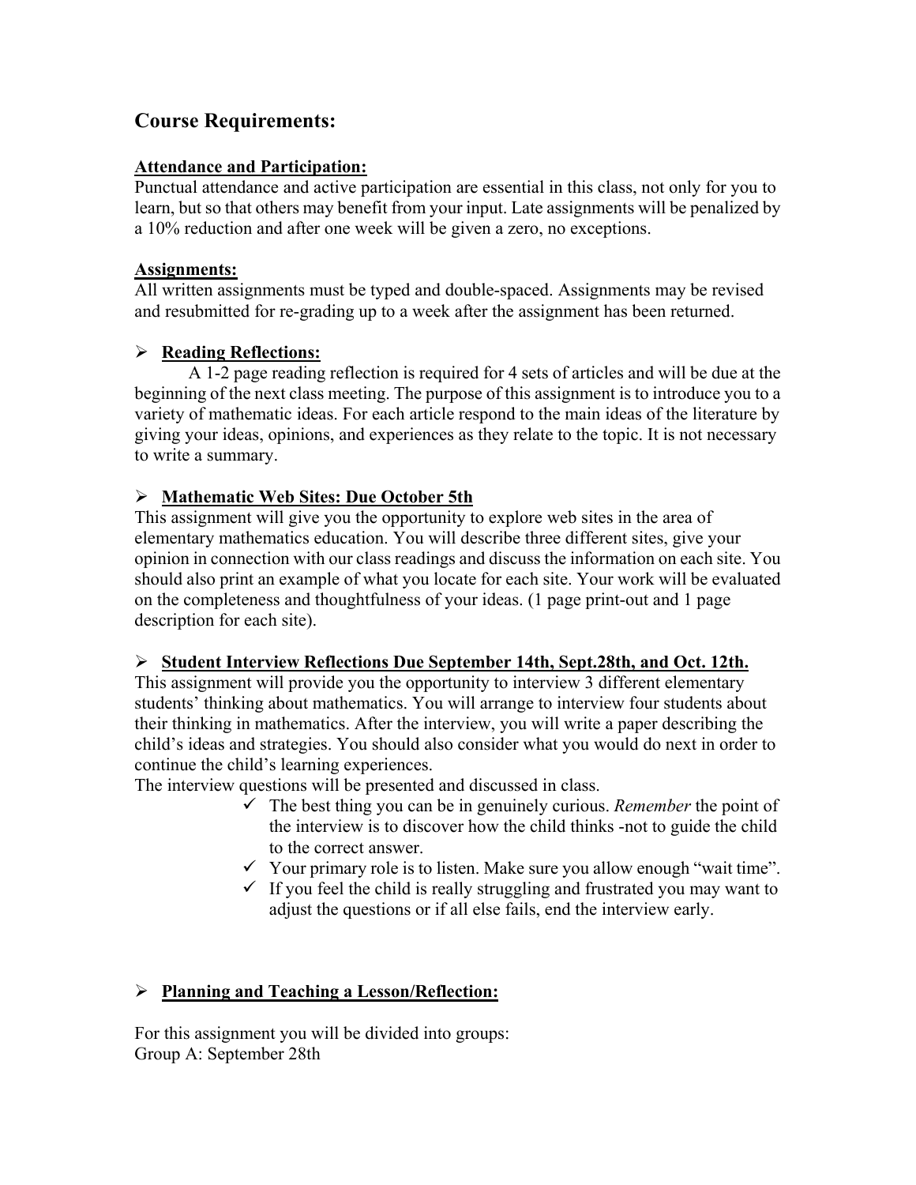## Course Requirements:

**Attendance and Participation:**

Punctual attendance and active participation are essential in this class, not only for you to learn, but so that others may benefit from your input. Late assignments will be penalized by a 10% reduction and after one week will be given a zero, no exceptions.

**Assignments:**

All written assignments must be typed and double-spaced. Assignments may be revised and resubmitted for re-grading up to a week after the assignment has been returned.

- **Reading Reflections:**

  A 1-2 page reading reflection is required for 4 sets of articles and will be due at the beginning of the next class meeting. The purpose of this assignment is to introduce you to a variety of mathematic ideas. For each article respond to the main ideas of the literature by giving your ideas, opinions, and experiences as they relate to the topic. It is not necessary to write a summary.

- **Mathematic Web Sites: Due October 5th**

  This assignment will give you the opportunity to explore web sites in the area of elementary mathematics education. You will describe three different sites, give your opinion in connection with our class readings and discuss the information on each site. You should also print an example of what you locate for each site. Your work will be evaluated on the completeness and thoughtfulness of your ideas. (1 page print-out and 1 page description for each site).

- **Student Interview Reflections Due September 14th, Sept.28th, and Oct. 12th.**

  This assignment will provide you the opportunity to interview 3 different elementary students' thinking about mathematics. You will arrange to interview four students about their thinking in mathematics. After the interview, you will write a paper describing the child's ideas and strategies. You should also consider what you would do next in order to continue the child's learning experiences.

  The interview questions will be presented and discussed in class.

  - ✓ The best thing you can be in genuinely curious. *Remember* the point of the interview is to discover how the child thinks -not to guide the child to the correct answer.
  - ✓ Your primary role is to listen. Make sure you allow enough "wait time".
  - ✓ If you feel the child is really struggling and frustrated you may want to adjust the questions or if all else fails, end the interview early.

- **Planning and Teaching a Lesson/Reflection:**

  For this assignment you will be divided into groups:

  Group A: September 28th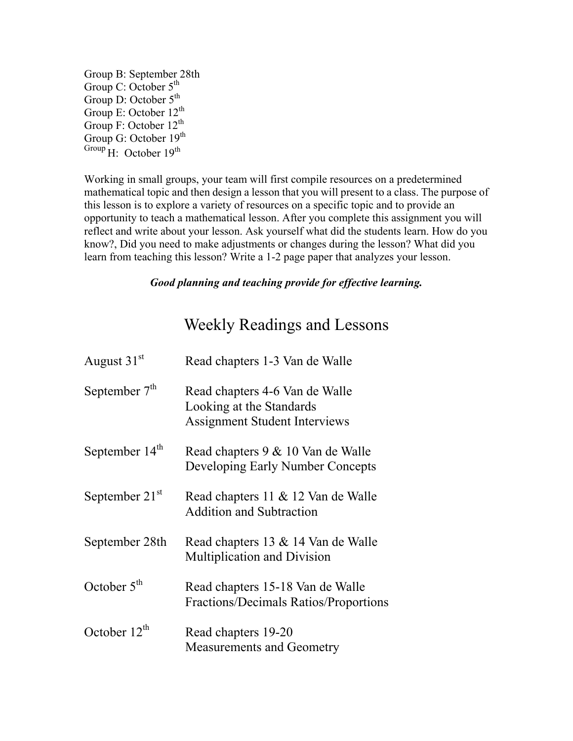Group B: September 28th
Group C: October 5th
Group D: October 5th
Group E: October 12th
Group F: October 12th
Group G: October 19th
Group H: October 19th

Working in small groups, your team will first compile resources on a predetermined mathematical topic and then design a lesson that you will present to a class. The purpose of this lesson is to explore a variety of resources on a specific topic and to provide an opportunity to teach a mathematical lesson. After you complete this assignment you will reflect and write about your lesson. Ask yourself what did the students learn. How do you know?, Did you need to make adjustments or changes during the lesson? What did you learn from teaching this lesson? Write a 1-2 page paper that analyzes your lesson.

***Good planning and teaching provide for effective learning.***

# Weekly Readings and Lessons

| | |
|---|---|
| August 31st | Read chapters 1-3 Van de Walle |
| September 7th | Read chapters 4-6 Van de Walle<br>Looking at the Standards<br>Assignment Student Interviews |
| September 14th | Read chapters 9 & 10 Van de Walle<br>Developing Early Number Concepts |
| September 21st | Read chapters 11 & 12 Van de Walle<br>Addition and Subtraction |
| September 28th | Read chapters 13 & 14 Van de Walle<br>Multiplication and Division |
| October 5th | Read chapters 15-18 Van de Walle<br>Fractions/Decimals Ratios/Proportions |
| October 12th | Read chapters 19-20<br>Measurements and Geometry |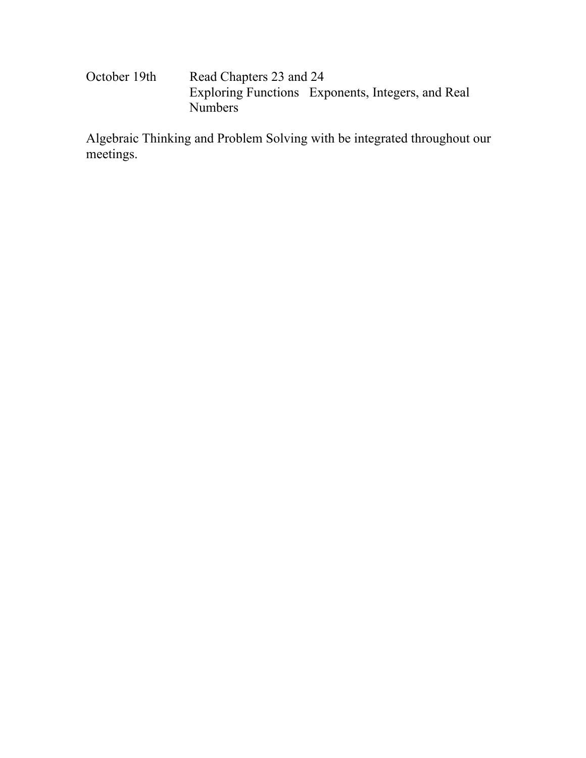October 19th Read Chapters 23 and 24
Exploring Functions Exponents, Integers, and Real Numbers

Algebraic Thinking and Problem Solving with be integrated throughout our meetings.